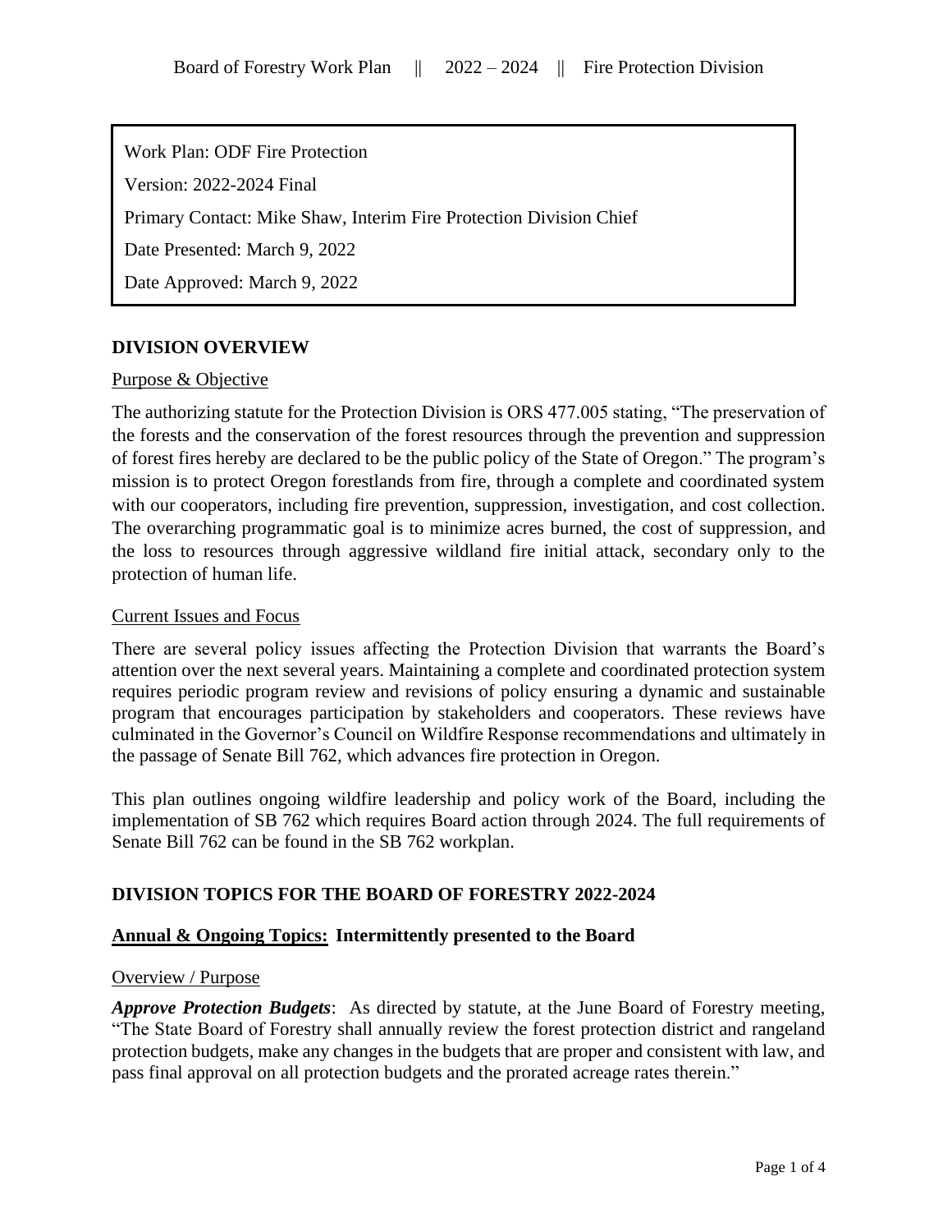Work Plan: ODF Fire Protection

Version: 2022-2024 Final

Primary Contact: Mike Shaw, Interim Fire Protection Division Chief

Date Presented: March 9, 2022

Date Approved: March 9, 2022

## DIVISION OVERVIEW

Purpose & Objective

The authorizing statute for the Protection Division is ORS 477.005 stating, "The preservation of the forests and the conservation of the forest resources through the prevention and suppression of forest fires hereby are declared to be the public policy of the State of Oregon." The program's mission is to protect Oregon forestlands from fire, through a complete and coordinated system with our cooperators, including fire prevention, suppression, investigation, and cost collection. The overarching programmatic goal is to minimize acres burned, the cost of suppression, and the loss to resources through aggressive wildland fire initial attack, secondary only to the protection of human life.

Current Issues and Focus

There are several policy issues affecting the Protection Division that warrants the Board's attention over the next several years. Maintaining a complete and coordinated protection system requires periodic program review and revisions of policy ensuring a dynamic and sustainable program that encourages participation by stakeholders and cooperators. These reviews have culminated in the Governor's Council on Wildfire Response recommendations and ultimately in the passage of Senate Bill 762, which advances fire protection in Oregon.

This plan outlines ongoing wildfire leadership and policy work of the Board, including the implementation of SB 762 which requires Board action through 2024. The full requirements of Senate Bill 762 can be found in the SB 762 workplan.

## DIVISION TOPICS FOR THE BOARD OF FORESTRY 2022-2024

### Annual & Ongoing Topics: Intermittently presented to the Board

Overview / Purpose

***Approve Protection Budgets***: As directed by statute, at the June Board of Forestry meeting, "The State Board of Forestry shall annually review the forest protection district and rangeland protection budgets, make any changes in the budgets that are proper and consistent with law, and pass final approval on all protection budgets and the prorated acreage rates therein."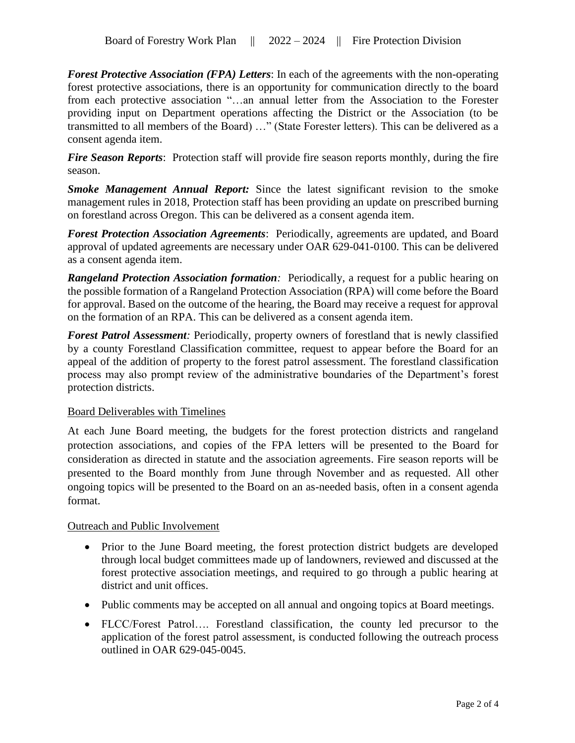***Forest Protective Association (FPA) Letters***: In each of the agreements with the non-operating forest protective associations, there is an opportunity for communication directly to the board from each protective association "…an annual letter from the Association to the Forester providing input on Department operations affecting the District or the Association (to be transmitted to all members of the Board) …" (State Forester letters). This can be delivered as a consent agenda item.

***Fire Season Reports***: Protection staff will provide fire season reports monthly, during the fire season.

***Smoke Management Annual Report:*** Since the latest significant revision to the smoke management rules in 2018, Protection staff has been providing an update on prescribed burning on forestland across Oregon. This can be delivered as a consent agenda item.

***Forest Protection Association Agreements***: Periodically, agreements are updated, and Board approval of updated agreements are necessary under OAR 629-041-0100. This can be delivered as a consent agenda item.

***Rangeland Protection Association formation:*** Periodically, a request for a public hearing on the possible formation of a Rangeland Protection Association (RPA) will come before the Board for approval. Based on the outcome of the hearing, the Board may receive a request for approval on the formation of an RPA. This can be delivered as a consent agenda item.

***Forest Patrol Assessment:*** Periodically, property owners of forestland that is newly classified by a county Forestland Classification committee, request to appear before the Board for an appeal of the addition of property to the forest patrol assessment. The forestland classification process may also prompt review of the administrative boundaries of the Department's forest protection districts.

## Board Deliverables with Timelines

At each June Board meeting, the budgets for the forest protection districts and rangeland protection associations, and copies of the FPA letters will be presented to the Board for consideration as directed in statute and the association agreements. Fire season reports will be presented to the Board monthly from June through November and as requested. All other ongoing topics will be presented to the Board on an as-needed basis, often in a consent agenda format.

## Outreach and Public Involvement

- Prior to the June Board meeting, the forest protection district budgets are developed through local budget committees made up of landowners, reviewed and discussed at the forest protective association meetings, and required to go through a public hearing at district and unit offices.
- Public comments may be accepted on all annual and ongoing topics at Board meetings.
- FLCC/Forest Patrol…. Forestland classification, the county led precursor to the application of the forest patrol assessment, is conducted following the outreach process outlined in OAR 629-045-0045.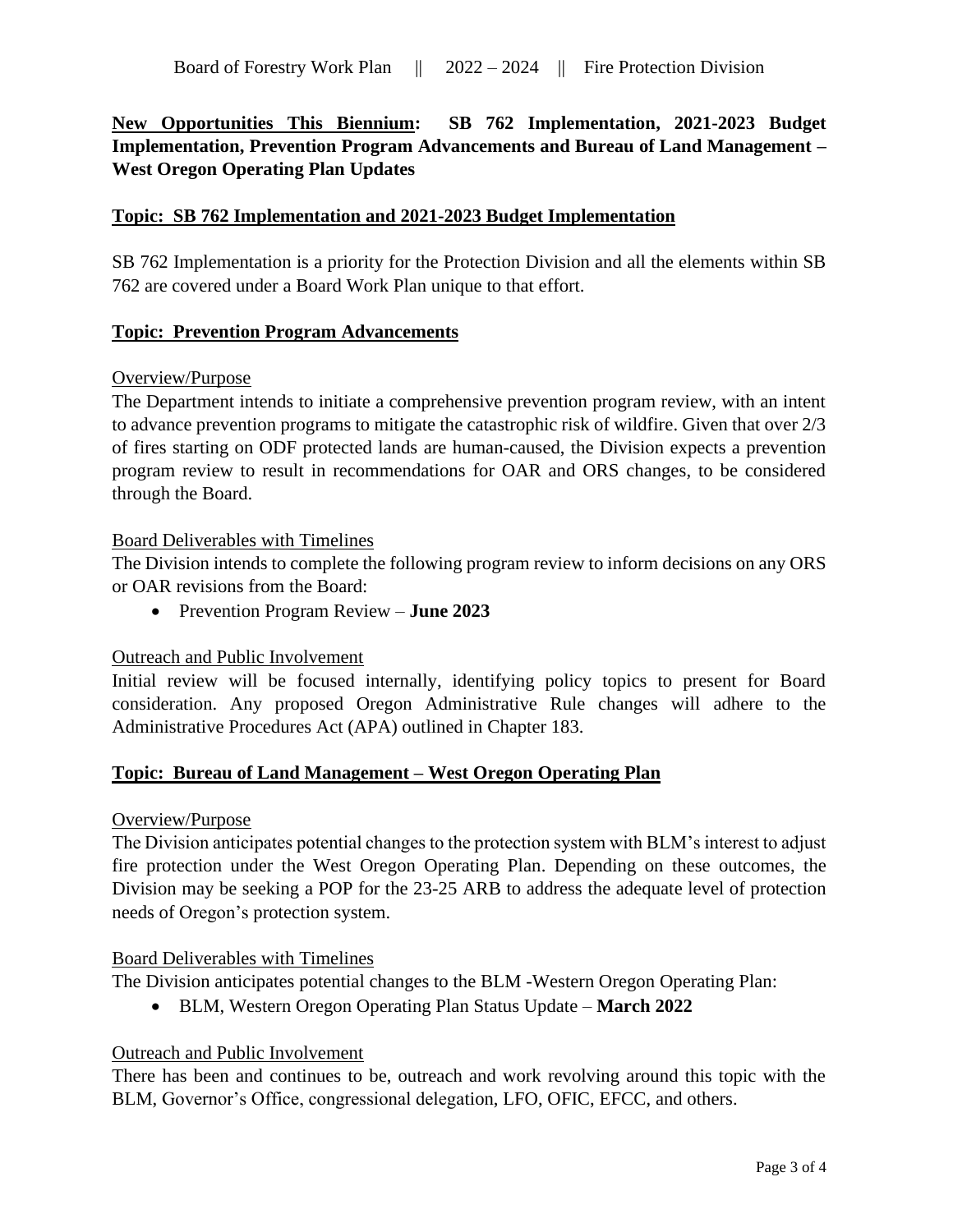**New Opportunities This Biennium: SB 762 Implementation, 2021-2023 Budget Implementation, Prevention Program Advancements and Bureau of Land Management – West Oregon Operating Plan Updates**

## Topic: SB 762 Implementation and 2021-2023 Budget Implementation

SB 762 Implementation is a priority for the Protection Division and all the elements within SB 762 are covered under a Board Work Plan unique to that effort.

## Topic: Prevention Program Advancements

### Overview/Purpose

The Department intends to initiate a comprehensive prevention program review, with an intent to advance prevention programs to mitigate the catastrophic risk of wildfire. Given that over 2/3 of fires starting on ODF protected lands are human-caused, the Division expects a prevention program review to result in recommendations for OAR and ORS changes, to be considered through the Board.

### Board Deliverables with Timelines

The Division intends to complete the following program review to inform decisions on any ORS or OAR revisions from the Board:

- Prevention Program Review – **June 2023**

### Outreach and Public Involvement

Initial review will be focused internally, identifying policy topics to present for Board consideration. Any proposed Oregon Administrative Rule changes will adhere to the Administrative Procedures Act (APA) outlined in Chapter 183.

## Topic: Bureau of Land Management – West Oregon Operating Plan

### Overview/Purpose

The Division anticipates potential changes to the protection system with BLM's interest to adjust fire protection under the West Oregon Operating Plan. Depending on these outcomes, the Division may be seeking a POP for the 23-25 ARB to address the adequate level of protection needs of Oregon's protection system.

### Board Deliverables with Timelines

The Division anticipates potential changes to the BLM -Western Oregon Operating Plan:

- BLM, Western Oregon Operating Plan Status Update – **March 2022**

### Outreach and Public Involvement

There has been and continues to be, outreach and work revolving around this topic with the BLM, Governor's Office, congressional delegation, LFO, OFIC, EFCC, and others.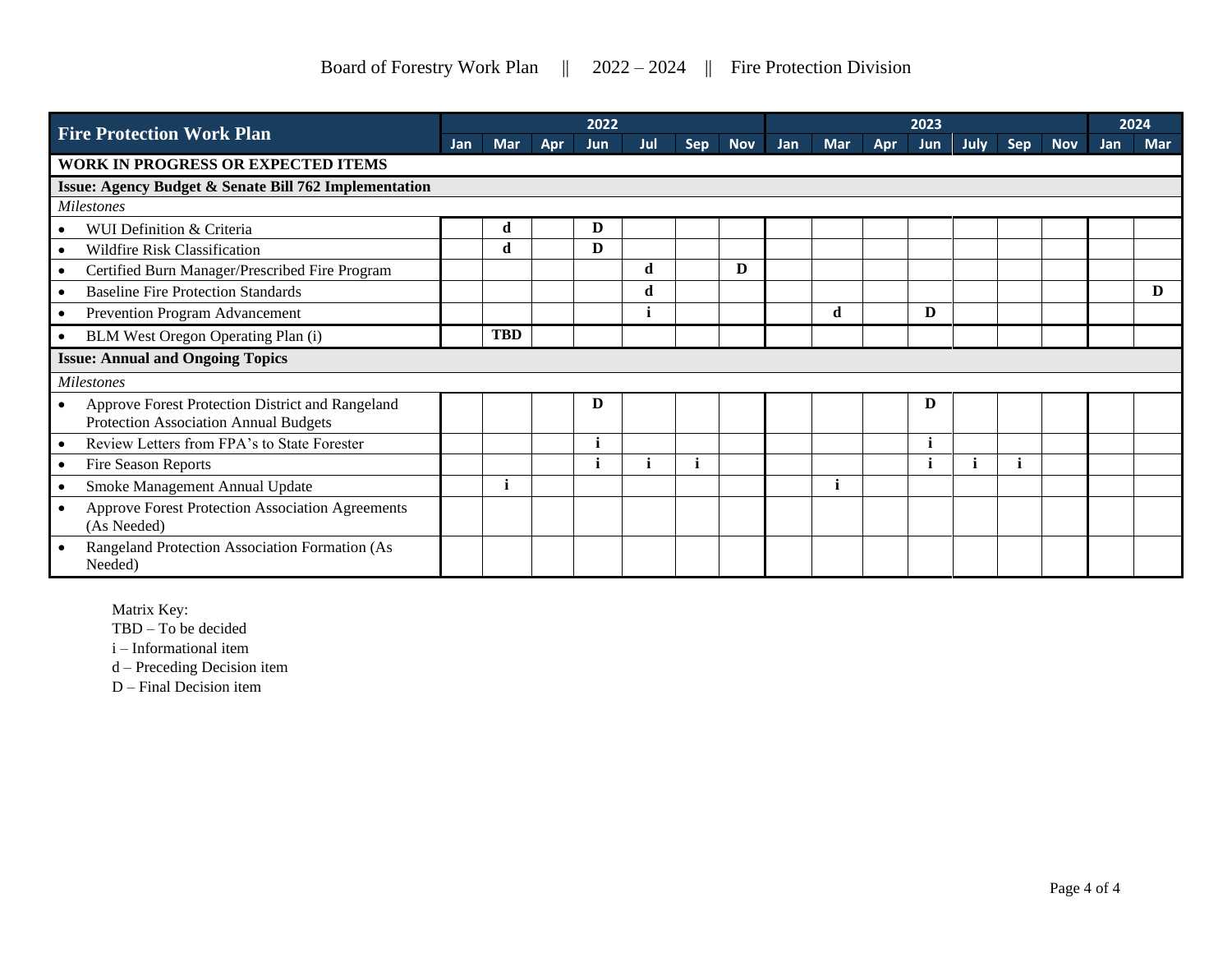Board of Forestry Work Plan || 2022 – 2024 || Fire Protection Division

| Fire Protection Work Plan | 2022 | | | | | | | 2023 | | | | | | | 2024 | |
|---|---|---|---|---|---|---|---|---|---|---|---|---|---|---|---|---|
| | Jan | Mar | Apr | Jun | Jul | Sep | Nov | Jan | Mar | Apr | Jun | July | Sep | Nov | Jan | Mar |
| **WORK IN PROGRESS OR EXPECTED ITEMS** | | | | | | | | | | | | | | | | |
| **Issue: Agency Budget & Senate Bill 762 Implementation** | | | | | | | | | | | | | | | | |
| *Milestones* | | | | | | | | | | | | | | | | |
| • WUI Definition & Criteria | | **d** | | **D** | | | | | | | | | | | | |
| • Wildfire Risk Classification | | **d** | | **D** | | | | | | | | | | | | |
| • Certified Burn Manager/Prescribed Fire Program | | | | | **d** | | **D** | | | | | | | | | |
| • Baseline Fire Protection Standards | | | | | **d** | | | | | | | | | | | **D** |
| • Prevention Program Advancement | | | | | **i** | | | | **d** | | **D** | | | | | |
| • BLM West Oregon Operating Plan (i) | | **TBD** | | | | | | | | | | | | | | |
| **Issue: Annual and Ongoing Topics** | | | | | | | | | | | | | | | | |
| *Milestones* | | | | | | | | | | | | | | | | |
| • Approve Forest Protection District and Rangeland Protection Association Annual Budgets | | | | **D** | | | | | | | **D** | | | | | |
| • Review Letters from FPA's to State Forester | | | | **i** | | | | | | | **i** | | | | | |
| • Fire Season Reports | | | | **i** | **i** | **i** | | | | | **i** | **i** | **i** | | | |
| • Smoke Management Annual Update | | **i** | | | | | | | **i** | | | | | | | |
| • Approve Forest Protection Association Agreements (As Needed) | | | | | | | | | | | | | | | | |
| • Rangeland Protection Association Formation (As Needed) | | | | | | | | | | | | | | | | |

Matrix Key:
TBD – To be decided
i – Informational item
d – Preceding Decision item
D – Final Decision item